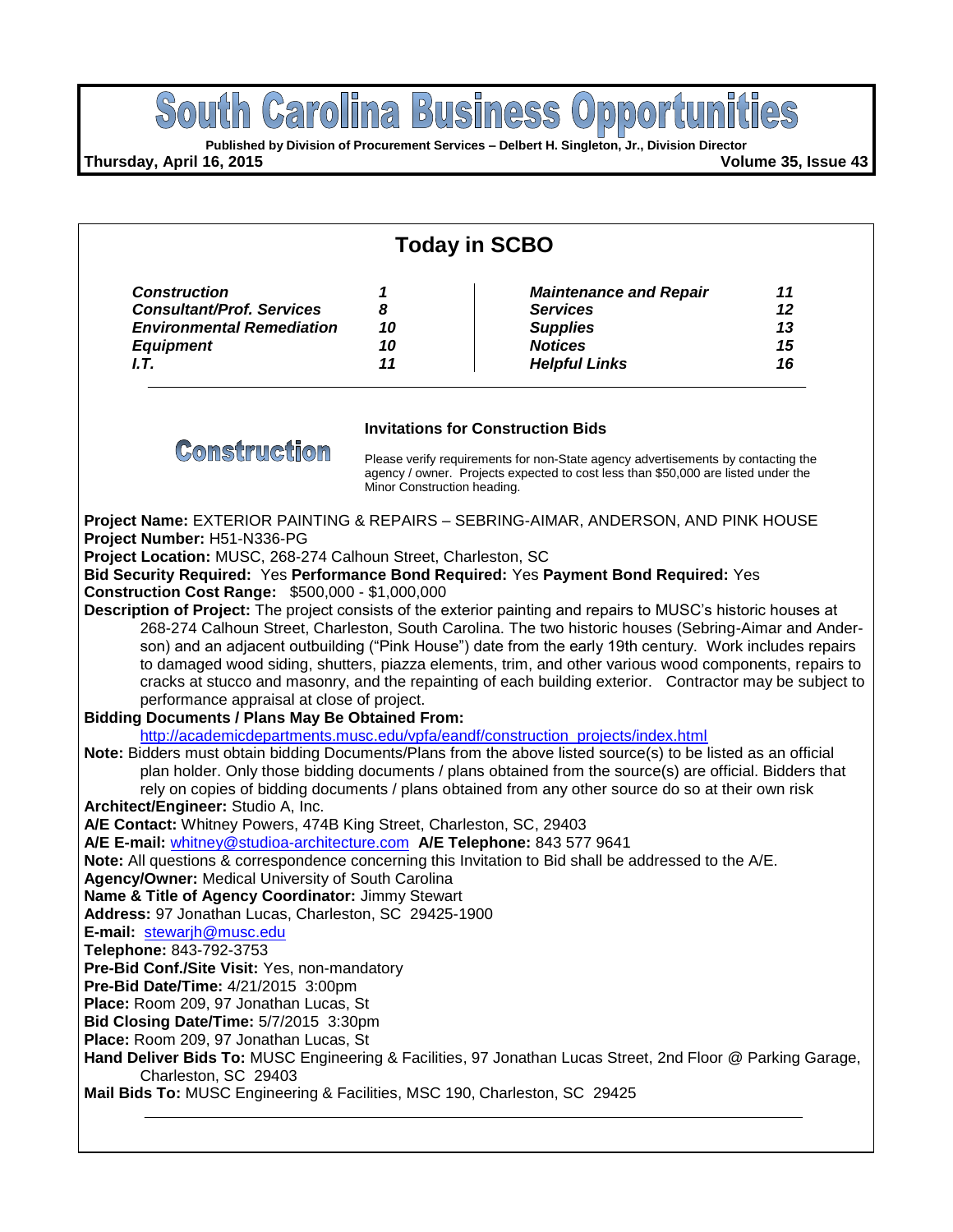# South Carolina Business Opportunities

**Published by Division of Procurement Services – Delbert H. Singleton, Jr., Division Director**

**Thursday, April 16, 2015** **Volume 35, Issue 43**

## Today in SCBO

| | | | |
|---|---|---|---|
| ***Construction*** | ***1*** | ***Maintenance and Repair*** | ***11*** |
| ***Consultant/Prof. Services*** | ***8*** | ***Services*** | ***12*** |
| ***Environmental Remediation*** | ***10*** | ***Supplies*** | ***13*** |
| ***Equipment*** | ***10*** | ***Notices*** | ***15*** |
| ***I.T.*** | ***11*** | ***Helpful Links*** | ***16*** |

## Construction

### Invitations for Construction Bids

Please verify requirements for non-State agency advertisements by contacting the agency / owner. Projects expected to cost less than $50,000 are listed under the Minor Construction heading.

**Project Name:** EXTERIOR PAINTING & REPAIRS – SEBRING-AIMAR, ANDERSON, AND PINK HOUSE
**Project Number:** H51-N336-PG
**Project Location:** MUSC, 268-274 Calhoun Street, Charleston, SC
**Bid Security Required:** Yes **Performance Bond Required:** Yes **Payment Bond Required:** Yes
**Construction Cost Range:** $500,000 - $1,000,000
**Description of Project:** The project consists of the exterior painting and repairs to MUSC's historic houses at 268-274 Calhoun Street, Charleston, South Carolina. The two historic houses (Sebring-Aimar and Anderson) and an adjacent outbuilding ("Pink House") date from the early 19th century. Work includes repairs to damaged wood siding, shutters, piazza elements, trim, and other various wood components, repairs to cracks at stucco and masonry, and the repainting of each building exterior. Contractor may be subject to performance appraisal at close of project.
**Bidding Documents / Plans May Be Obtained From:**
http://academicdepartments.musc.edu/vpfa/eandf/construction_projects/index.html
**Note:** Bidders must obtain bidding Documents/Plans from the above listed source(s) to be listed as an official plan holder. Only those bidding documents / plans obtained from the source(s) are official. Bidders that rely on copies of bidding documents / plans obtained from any other source do so at their own risk
**Architect/Engineer:** Studio A, Inc.
**A/E Contact:** Whitney Powers, 474B King Street, Charleston, SC, 29403
**A/E E-mail:** whitney@studioa-architecture.com **A/E Telephone:** 843 577 9641
**Note:** All questions & correspondence concerning this Invitation to Bid shall be addressed to the A/E.
**Agency/Owner:** Medical University of South Carolina
**Name & Title of Agency Coordinator:** Jimmy Stewart
**Address:** 97 Jonathan Lucas, Charleston, SC 29425-1900
**E-mail:** stewarjh@musc.edu
**Telephone:** 843-792-3753
**Pre-Bid Conf./Site Visit:** Yes, non-mandatory
**Pre-Bid Date/Time:** 4/21/2015 3:00pm
**Place:** Room 209, 97 Jonathan Lucas, St
**Bid Closing Date/Time:** 5/7/2015 3:30pm
**Place:** Room 209, 97 Jonathan Lucas, St
**Hand Deliver Bids To:** MUSC Engineering & Facilities, 97 Jonathan Lucas Street, 2nd Floor @ Parking Garage, Charleston, SC 29403
**Mail Bids To:** MUSC Engineering & Facilities, MSC 190, Charleston, SC 29425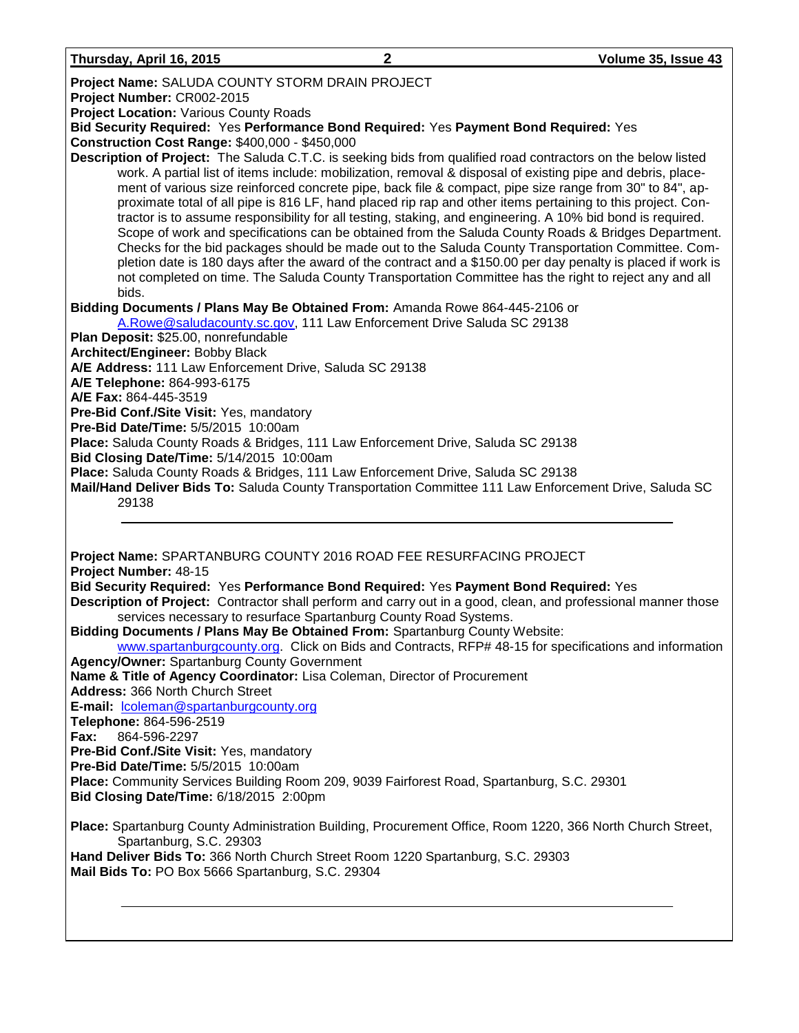**Project Name:** SALUDA COUNTY STORM DRAIN PROJECT
**Project Number:** CR002-2015
**Project Location:** Various County Roads
**Bid Security Required:** Yes **Performance Bond Required:** Yes **Payment Bond Required:** Yes
**Construction Cost Range:** $400,000 - $450,000
**Description of Project:** The Saluda C.T.C. is seeking bids from qualified road contractors on the below listed work. A partial list of items include: mobilization, removal & disposal of existing pipe and debris, placement of various size reinforced concrete pipe, back file & compact, pipe size range from 30" to 84", approximate total of all pipe is 816 LF, hand placed rip rap and other items pertaining to this project. Contractor is to assume responsibility for all testing, staking, and engineering. A 10% bid bond is required. Scope of work and specifications can be obtained from the Saluda County Roads & Bridges Department. Checks for the bid packages should be made out to the Saluda County Transportation Committee. Completion date is 180 days after the award of the contract and a $150.00 per day penalty is placed if work is not completed on time. The Saluda County Transportation Committee has the right to reject any and all bids.
**Bidding Documents / Plans May Be Obtained From:** Amanda Rowe 864-445-2106 or A.Rowe@saludacounty.sc.gov, 111 Law Enforcement Drive Saluda SC 29138
**Plan Deposit:** $25.00, nonrefundable
**Architect/Engineer:** Bobby Black
**A/E Address:** 111 Law Enforcement Drive, Saluda SC 29138
**A/E Telephone:** 864-993-6175
**A/E Fax:** 864-445-3519
**Pre-Bid Conf./Site Visit:** Yes, mandatory
**Pre-Bid Date/Time:** 5/5/2015 10:00am
**Place:** Saluda County Roads & Bridges, 111 Law Enforcement Drive, Saluda SC 29138
**Bid Closing Date/Time:** 5/14/2015 10:00am
**Place:** Saluda County Roads & Bridges, 111 Law Enforcement Drive, Saluda SC 29138
**Mail/Hand Deliver Bids To:** Saluda County Transportation Committee 111 Law Enforcement Drive, Saluda SC 29138

---

**Project Name:** SPARTANBURG COUNTY 2016 ROAD FEE RESURFACING PROJECT
**Project Number:** 48-15
**Bid Security Required:** Yes **Performance Bond Required:** Yes **Payment Bond Required:** Yes
**Description of Project:** Contractor shall perform and carry out in a good, clean, and professional manner those services necessary to resurface Spartanburg County Road Systems.
**Bidding Documents / Plans May Be Obtained From:** Spartanburg County Website: www.spartanburgcounty.org. Click on Bids and Contracts, RFP# 48-15 for specifications and information
**Agency/Owner:** Spartanburg County Government
**Name & Title of Agency Coordinator:** Lisa Coleman, Director of Procurement
**Address:** 366 North Church Street
**E-mail:** lcoleman@spartanburgcounty.org
**Telephone:** 864-596-2519
**Fax:** 864-596-2297
**Pre-Bid Conf./Site Visit:** Yes, mandatory
**Pre-Bid Date/Time:** 5/5/2015 10:00am
**Place:** Community Services Building Room 209, 9039 Fairforest Road, Spartanburg, S.C. 29301
**Bid Closing Date/Time:** 6/18/2015 2:00pm

**Place:** Spartanburg County Administration Building, Procurement Office, Room 1220, 366 North Church Street, Spartanburg, S.C. 29303
**Hand Deliver Bids To:** 366 North Church Street Room 1220 Spartanburg, S.C. 29303
**Mail Bids To:** PO Box 5666 Spartanburg, S.C. 29304

---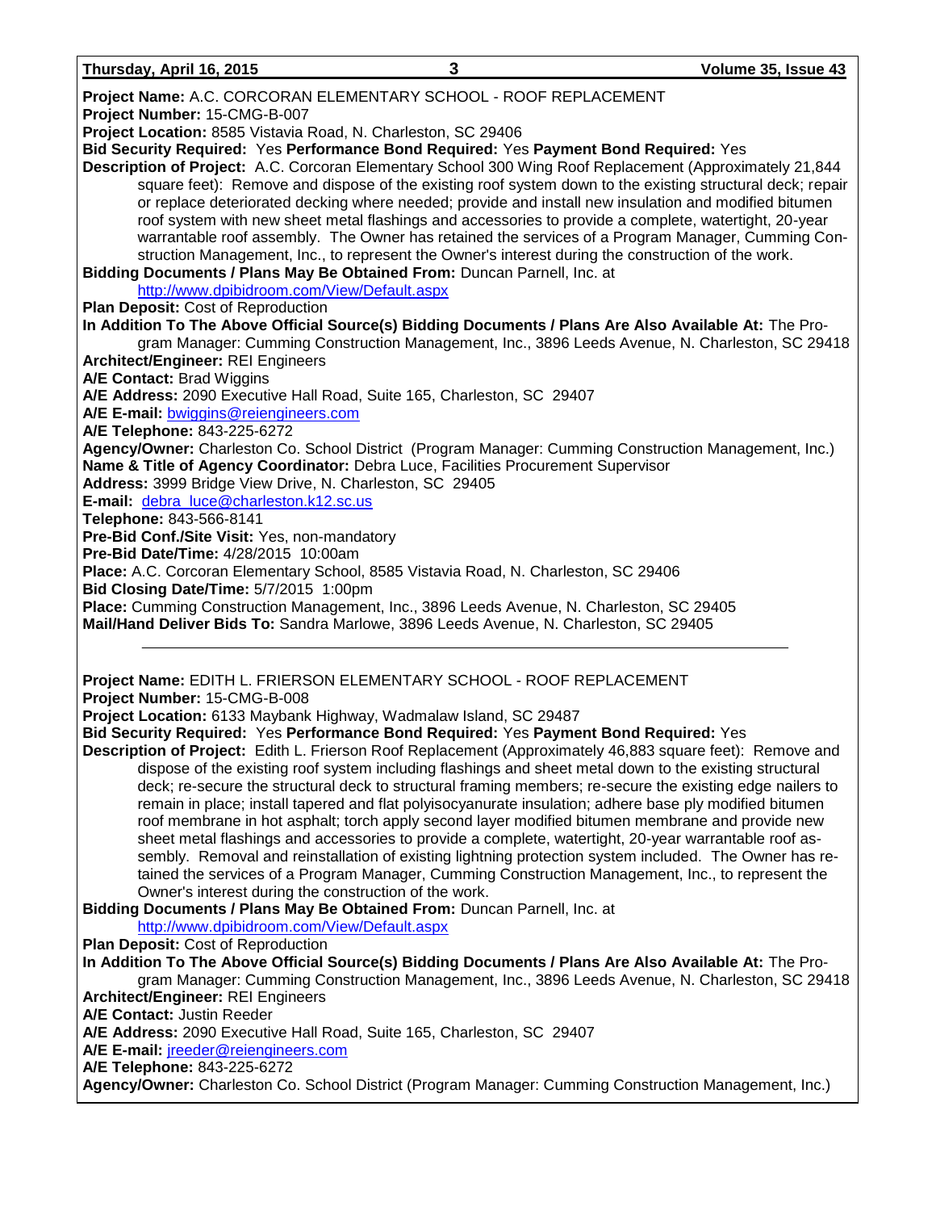**Project Name:** A.C. CORCORAN ELEMENTARY SCHOOL - ROOF REPLACEMENT
**Project Number:** 15-CMG-B-007
**Project Location:** 8585 Vistavia Road, N. Charleston, SC 29406
**Bid Security Required:** Yes **Performance Bond Required:** Yes **Payment Bond Required:** Yes
**Description of Project:** A.C. Corcoran Elementary School 300 Wing Roof Replacement (Approximately 21,844 square feet): Remove and dispose of the existing roof system down to the existing structural deck; repair or replace deteriorated decking where needed; provide and install new insulation and modified bitumen roof system with new sheet metal flashings and accessories to provide a complete, watertight, 20-year warrantable roof assembly. The Owner has retained the services of a Program Manager, Cumming Construction Management, Inc., to represent the Owner's interest during the construction of the work.
**Bidding Documents / Plans May Be Obtained From:** Duncan Parnell, Inc. at http://www.dpibidroom.com/View/Default.aspx
**Plan Deposit:** Cost of Reproduction
**In Addition To The Above Official Source(s) Bidding Documents / Plans Are Also Available At:** The Program Manager: Cumming Construction Management, Inc., 3896 Leeds Avenue, N. Charleston, SC 29418
**Architect/Engineer:** REI Engineers
**A/E Contact:** Brad Wiggins
**A/E Address:** 2090 Executive Hall Road, Suite 165, Charleston, SC 29407
**A/E E-mail:** bwiggins@reiengineers.com
**A/E Telephone:** 843-225-6272
**Agency/Owner:** Charleston Co. School District (Program Manager: Cumming Construction Management, Inc.)
**Name & Title of Agency Coordinator:** Debra Luce, Facilities Procurement Supervisor
**Address:** 3999 Bridge View Drive, N. Charleston, SC 29405
**E-mail:** debra_luce@charleston.k12.sc.us
**Telephone:** 843-566-8141
**Pre-Bid Conf./Site Visit:** Yes, non-mandatory
**Pre-Bid Date/Time:** 4/28/2015 10:00am
**Place:** A.C. Corcoran Elementary School, 8585 Vistavia Road, N. Charleston, SC 29406
**Bid Closing Date/Time:** 5/7/2015 1:00pm
**Place:** Cumming Construction Management, Inc., 3896 Leeds Avenue, N. Charleston, SC 29405
**Mail/Hand Deliver Bids To:** Sandra Marlowe, 3896 Leeds Avenue, N. Charleston, SC 29405

---

**Project Name:** EDITH L. FRIERSON ELEMENTARY SCHOOL - ROOF REPLACEMENT
**Project Number:** 15-CMG-B-008
**Project Location:** 6133 Maybank Highway, Wadmalaw Island, SC 29487
**Bid Security Required:** Yes **Performance Bond Required:** Yes **Payment Bond Required:** Yes
**Description of Project:** Edith L. Frierson Roof Replacement (Approximately 46,883 square feet): Remove and dispose of the existing roof system including flashings and sheet metal down to the existing structural deck; re-secure the structural deck to structural framing members; re-secure the existing edge nailers to remain in place; install tapered and flat polyisocyanurate insulation; adhere base ply modified bitumen roof membrane in hot asphalt; torch apply second layer modified bitumen membrane and provide new sheet metal flashings and accessories to provide a complete, watertight, 20-year warrantable roof assembly. Removal and reinstallation of existing lightning protection system included. The Owner has retained the services of a Program Manager, Cumming Construction Management, Inc., to represent the Owner's interest during the construction of the work.
**Bidding Documents / Plans May Be Obtained From:** Duncan Parnell, Inc. at http://www.dpibidroom.com/View/Default.aspx
**Plan Deposit:** Cost of Reproduction
**In Addition To The Above Official Source(s) Bidding Documents / Plans Are Also Available At:** The Program Manager: Cumming Construction Management, Inc., 3896 Leeds Avenue, N. Charleston, SC 29418
**Architect/Engineer:** REI Engineers
**A/E Contact:** Justin Reeder
**A/E Address:** 2090 Executive Hall Road, Suite 165, Charleston, SC 29407
**A/E E-mail:** jreeder@reiengineers.com
**A/E Telephone:** 843-225-6272
**Agency/Owner:** Charleston Co. School District (Program Manager: Cumming Construction Management, Inc.)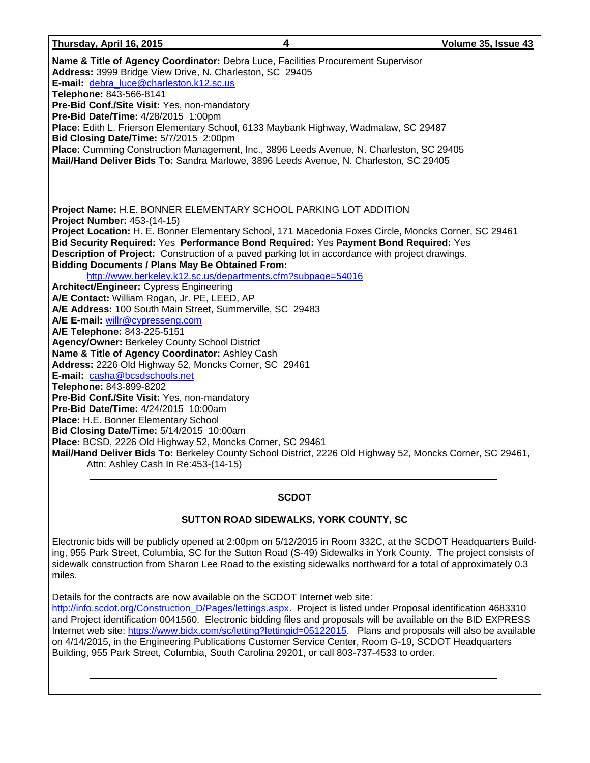**Name & Title of Agency Coordinator:** Debra Luce, Facilities Procurement Supervisor
**Address:** 3999 Bridge View Drive, N. Charleston, SC 29405
**E-mail:** debra_luce@charleston.k12.sc.us
**Telephone:** 843-566-8141
**Pre-Bid Conf./Site Visit:** Yes, non-mandatory
**Pre-Bid Date/Time:** 4/28/2015 1:00pm
**Place:** Edith L. Frierson Elementary School, 6133 Maybank Highway, Wadmalaw, SC 29487
**Bid Closing Date/Time:** 5/7/2015 2:00pm
**Place:** Cumming Construction Management, Inc., 3896 Leeds Avenue, N. Charleston, SC 29405
**Mail/Hand Deliver Bids To:** Sandra Marlowe, 3896 Leeds Avenue, N. Charleston, SC 29405

---

**Project Name:** H.E. BONNER ELEMENTARY SCHOOL PARKING LOT ADDITION
**Project Number:** 453-(14-15)
**Project Location:** H. E. Bonner Elementary School, 171 Macedonia Foxes Circle, Moncks Corner, SC 29461
**Bid Security Required:** Yes **Performance Bond Required:** Yes **Payment Bond Required:** Yes
**Description of Project:** Construction of a paved parking lot in accordance with project drawings.
**Bidding Documents / Plans May Be Obtained From:**
http://www.berkeley.k12.sc.us/departments.cfm?subpage=54016
**Architect/Engineer:** Cypress Engineering
**A/E Contact:** William Rogan, Jr. PE, LEED, AP
**A/E Address:** 100 South Main Street, Summerville, SC 29483
**A/E E-mail:** willr@cypresseng.com
**A/E Telephone:** 843-225-5151
**Agency/Owner:** Berkeley County School District
**Name & Title of Agency Coordinator:** Ashley Cash
**Address:** 2226 Old Highway 52, Moncks Corner, SC 29461
**E-mail:** casha@bcsdschools.net
**Telephone:** 843-899-8202
**Pre-Bid Conf./Site Visit:** Yes, non-mandatory
**Pre-Bid Date/Time:** 4/24/2015 10:00am
**Place:** H.E. Bonner Elementary School
**Bid Closing Date/Time:** 5/14/2015 10:00am
**Place:** BCSD, 2226 Old Highway 52, Moncks Corner, SC 29461
**Mail/Hand Deliver Bids To:** Berkeley County School District, 2226 Old Highway 52, Moncks Corner, SC 29461, Attn: Ashley Cash In Re:453-(14-15)

---

## SCDOT

### SUTTON ROAD SIDEWALKS, YORK COUNTY, SC

Electronic bids will be publicly opened at 2:00pm on 5/12/2015 in Room 332C, at the SCDOT Headquarters Building, 955 Park Street, Columbia, SC for the Sutton Road (S-49) Sidewalks in York County. The project consists of sidewalk construction from Sharon Lee Road to the existing sidewalks northward for a total of approximately 0.3 miles.

Details for the contracts are now available on the SCDOT Internet web site: http://info.scdot.org/Construction_D/Pages/lettings.aspx. Project is listed under Proposal identification 4683310 and Project identification 0041560. Electronic bidding files and proposals will be available on the BID EXPRESS Internet web site: https://www.bidx.com/sc/letting?lettingid=05122015. Plans and proposals will also be available on 4/14/2015, in the Engineering Publications Customer Service Center, Room G-19, SCDOT Headquarters Building, 955 Park Street, Columbia, South Carolina 29201, or call 803-737-4533 to order.

---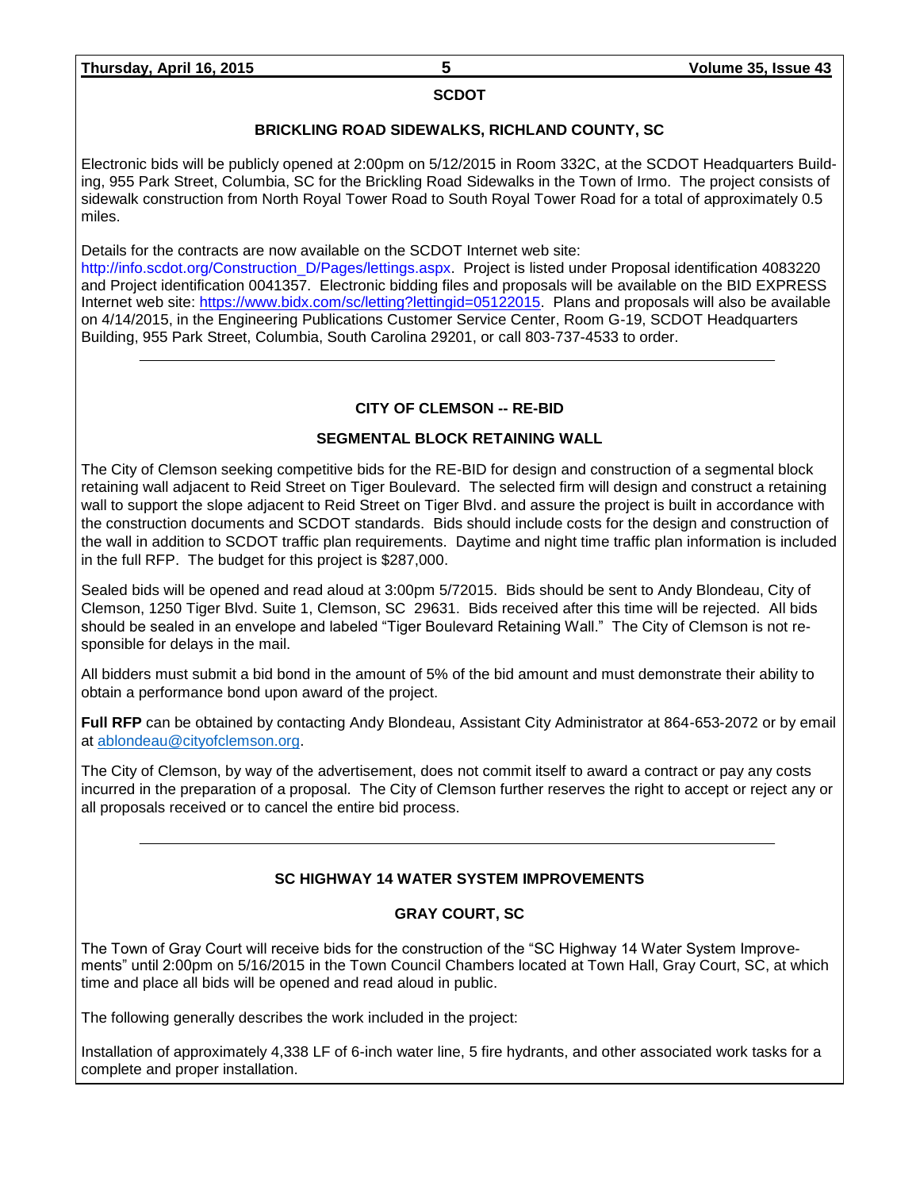## SCDOT

### BRICKLING ROAD SIDEWALKS, RICHLAND COUNTY, SC

Electronic bids will be publicly opened at 2:00pm on 5/12/2015 in Room 332C, at the SCDOT Headquarters Building, 955 Park Street, Columbia, SC for the Brickling Road Sidewalks in the Town of Irmo. The project consists of sidewalk construction from North Royal Tower Road to South Royal Tower Road for a total of approximately 0.5 miles.

Details for the contracts are now available on the SCDOT Internet web site: http://info.scdot.org/Construction_D/Pages/lettings.aspx. Project is listed under Proposal identification 4083220 and Project identification 0041357. Electronic bidding files and proposals will be available on the BID EXPRESS Internet web site: https://www.bidx.com/sc/letting?lettingid=05122015. Plans and proposals will also be available on 4/14/2015, in the Engineering Publications Customer Service Center, Room G-19, SCDOT Headquarters Building, 955 Park Street, Columbia, South Carolina 29201, or call 803-737-4533 to order.

---

## CITY OF CLEMSON -- RE-BID

### SEGMENTAL BLOCK RETAINING WALL

The City of Clemson seeking competitive bids for the RE-BID for design and construction of a segmental block retaining wall adjacent to Reid Street on Tiger Boulevard. The selected firm will design and construct a retaining wall to support the slope adjacent to Reid Street on Tiger Blvd. and assure the project is built in accordance with the construction documents and SCDOT standards. Bids should include costs for the design and construction of the wall in addition to SCDOT traffic plan requirements. Daytime and night time traffic plan information is included in the full RFP. The budget for this project is $287,000.

Sealed bids will be opened and read aloud at 3:00pm 5/72015. Bids should be sent to Andy Blondeau, City of Clemson, 1250 Tiger Blvd. Suite 1, Clemson, SC 29631. Bids received after this time will be rejected. All bids should be sealed in an envelope and labeled "Tiger Boulevard Retaining Wall." The City of Clemson is not responsible for delays in the mail.

All bidders must submit a bid bond in the amount of 5% of the bid amount and must demonstrate their ability to obtain a performance bond upon award of the project.

**Full RFP** can be obtained by contacting Andy Blondeau, Assistant City Administrator at 864-653-2072 or by email at ablondeau@cityofclemson.org.

The City of Clemson, by way of the advertisement, does not commit itself to award a contract or pay any costs incurred in the preparation of a proposal. The City of Clemson further reserves the right to accept or reject any or all proposals received or to cancel the entire bid process.

---

## SC HIGHWAY 14 WATER SYSTEM IMPROVEMENTS

### GRAY COURT, SC

The Town of Gray Court will receive bids for the construction of the "SC Highway 14 Water System Improvements" until 2:00pm on 5/16/2015 in the Town Council Chambers located at Town Hall, Gray Court, SC, at which time and place all bids will be opened and read aloud in public.

The following generally describes the work included in the project:

Installation of approximately 4,338 LF of 6-inch water line, 5 fire hydrants, and other associated work tasks for a complete and proper installation.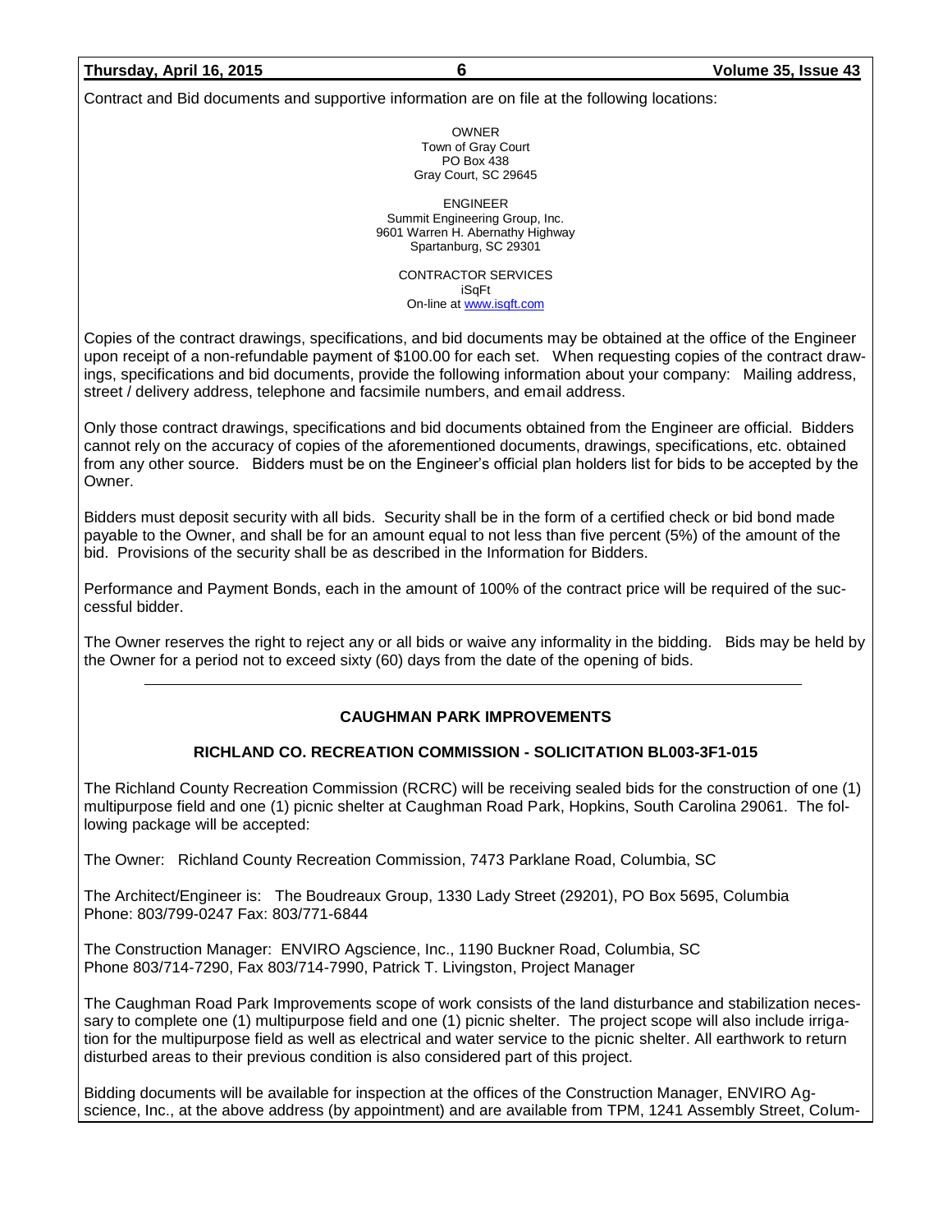Contract and Bid documents and supportive information are on file at the following locations:

OWNER
Town of Gray Court
PO Box 438
Gray Court, SC 29645

ENGINEER
Summit Engineering Group, Inc.
9601 Warren H. Abernathy Highway
Spartanburg, SC 29301

CONTRACTOR SERVICES
iSqFt
On-line at www.isqft.com

Copies of the contract drawings, specifications, and bid documents may be obtained at the office of the Engineer upon receipt of a non-refundable payment of $100.00 for each set. When requesting copies of the contract drawings, specifications and bid documents, provide the following information about your company: Mailing address, street / delivery address, telephone and facsimile numbers, and email address.

Only those contract drawings, specifications and bid documents obtained from the Engineer are official. Bidders cannot rely on the accuracy of copies of the aforementioned documents, drawings, specifications, etc. obtained from any other source. Bidders must be on the Engineer's official plan holders list for bids to be accepted by the Owner.

Bidders must deposit security with all bids. Security shall be in the form of a certified check or bid bond made payable to the Owner, and shall be for an amount equal to not less than five percent (5%) of the amount of the bid. Provisions of the security shall be as described in the Information for Bidders.

Performance and Payment Bonds, each in the amount of 100% of the contract price will be required of the successful bidder.

The Owner reserves the right to reject any or all bids or waive any informality in the bidding. Bids may be held by the Owner for a period not to exceed sixty (60) days from the date of the opening of bids.

---

## CAUGHMAN PARK IMPROVEMENTS

### RICHLAND CO. RECREATION COMMISSION - SOLICITATION BL003-3F1-015

The Richland County Recreation Commission (RCRC) will be receiving sealed bids for the construction of one (1) multipurpose field and one (1) picnic shelter at Caughman Road Park, Hopkins, South Carolina 29061. The following package will be accepted:

The Owner: Richland County Recreation Commission, 7473 Parklane Road, Columbia, SC

The Architect/Engineer is: The Boudreaux Group, 1330 Lady Street (29201), PO Box 5695, Columbia
Phone: 803/799-0247 Fax: 803/771-6844

The Construction Manager: ENVIRO Agscience, Inc., 1190 Buckner Road, Columbia, SC
Phone 803/714-7290, Fax 803/714-7990, Patrick T. Livingston, Project Manager

The Caughman Road Park Improvements scope of work consists of the land disturbance and stabilization necessary to complete one (1) multipurpose field and one (1) picnic shelter. The project scope will also include irrigation for the multipurpose field as well as electrical and water service to the picnic shelter. All earthwork to return disturbed areas to their previous condition is also considered part of this project.

Bidding documents will be available for inspection at the offices of the Construction Manager, ENVIRO Agscience, Inc., at the above address (by appointment) and are available from TPM, 1241 Assembly Street, Colum-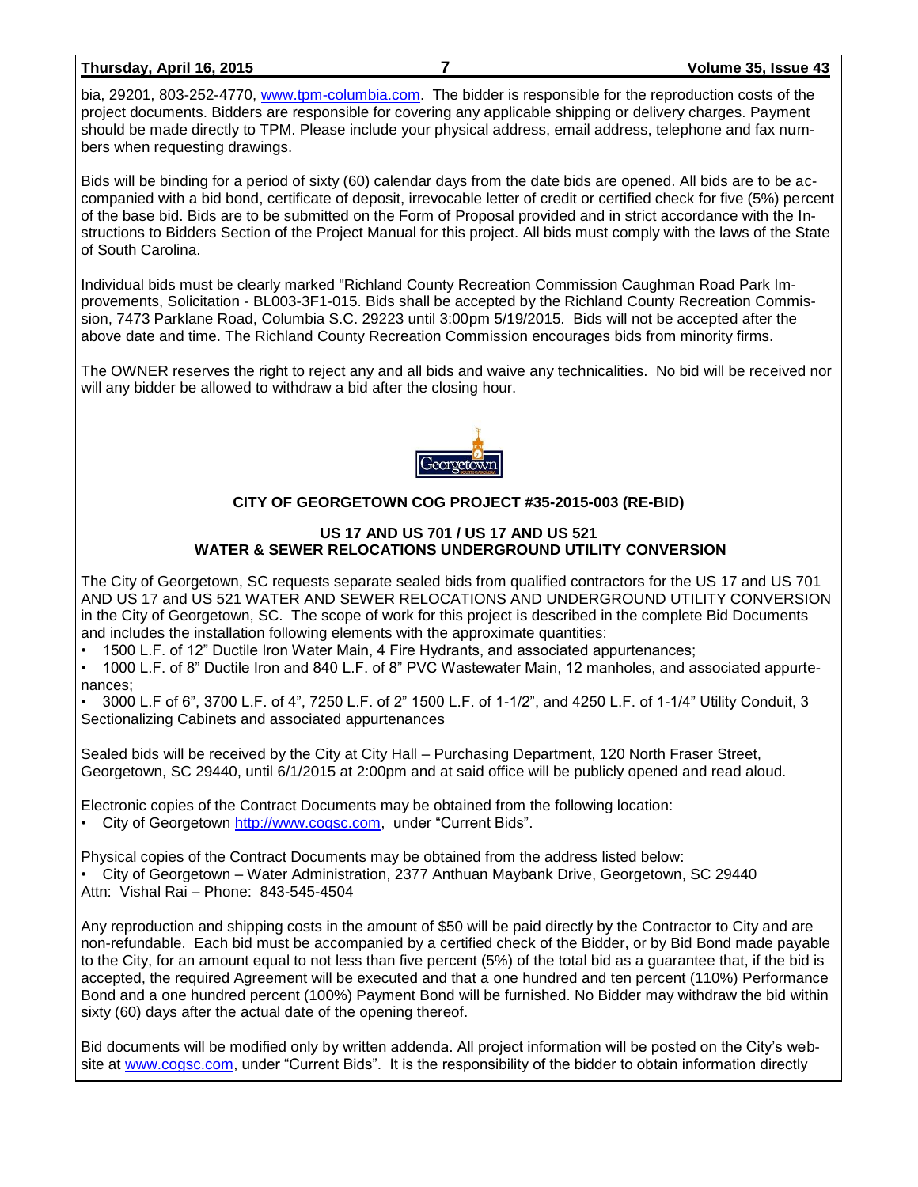bia, 29201, 803-252-4770, www.tpm-columbia.com. The bidder is responsible for the reproduction costs of the project documents. Bidders are responsible for covering any applicable shipping or delivery charges. Payment should be made directly to TPM. Please include your physical address, email address, telephone and fax numbers when requesting drawings.

Bids will be binding for a period of sixty (60) calendar days from the date bids are opened. All bids are to be accompanied with a bid bond, certificate of deposit, irrevocable letter of credit or certified check for five (5%) percent of the base bid. Bids are to be submitted on the Form of Proposal provided and in strict accordance with the Instructions to Bidders Section of the Project Manual for this project. All bids must comply with the laws of the State of South Carolina.

Individual bids must be clearly marked "Richland County Recreation Commission Caughman Road Park Improvements, Solicitation - BL003-3F1-015. Bids shall be accepted by the Richland County Recreation Commission, 7473 Parklane Road, Columbia S.C. 29223 until 3:00pm 5/19/2015. Bids will not be accepted after the above date and time. The Richland County Recreation Commission encourages bids from minority firms.

The OWNER reserves the right to reject any and all bids and waive any technicalities. No bid will be received nor will any bidder be allowed to withdraw a bid after the closing hour.

---

Georgetown

**CITY OF GEORGETOWN COG PROJECT #35-2015-003 (RE-BID)**

**US 17 AND US 701 / US 17 AND US 521**
**WATER & SEWER RELOCATIONS UNDERGROUND UTILITY CONVERSION**

The City of Georgetown, SC requests separate sealed bids from qualified contractors for the US 17 and US 701 AND US 17 and US 521 WATER AND SEWER RELOCATIONS AND UNDERGROUND UTILITY CONVERSION in the City of Georgetown, SC. The scope of work for this project is described in the complete Bid Documents and includes the installation following elements with the approximate quantities:

- 1500 L.F. of 12" Ductile Iron Water Main, 4 Fire Hydrants, and associated appurtenances;
- 1000 L.F. of 8" Ductile Iron and 840 L.F. of 8" PVC Wastewater Main, 12 manholes, and associated appurtenances;
- 3000 L.F of 6", 3700 L.F. of 4", 7250 L.F. of 2" 1500 L.F. of 1-1/2", and 4250 L.F. of 1-1/4" Utility Conduit, 3 Sectionalizing Cabinets and associated appurtenances

Sealed bids will be received by the City at City Hall – Purchasing Department, 120 North Fraser Street, Georgetown, SC 29440, until 6/1/2015 at 2:00pm and at said office will be publicly opened and read aloud.

Electronic copies of the Contract Documents may be obtained from the following location:

- City of Georgetown http://www.cogsc.com, under "Current Bids".

Physical copies of the Contract Documents may be obtained from the address listed below:

- City of Georgetown – Water Administration, 2377 Anthuan Maybank Drive, Georgetown, SC 29440

Attn: Vishal Rai – Phone: 843-545-4504

Any reproduction and shipping costs in the amount of $50 will be paid directly by the Contractor to City and are non-refundable. Each bid must be accompanied by a certified check of the Bidder, or by Bid Bond made payable to the City, for an amount equal to not less than five percent (5%) of the total bid as a guarantee that, if the bid is accepted, the required Agreement will be executed and that a one hundred and ten percent (110%) Performance Bond and a one hundred percent (100%) Payment Bond will be furnished. No Bidder may withdraw the bid within sixty (60) days after the actual date of the opening thereof.

Bid documents will be modified only by written addenda. All project information will be posted on the City's website at www.cogsc.com, under "Current Bids". It is the responsibility of the bidder to obtain information directly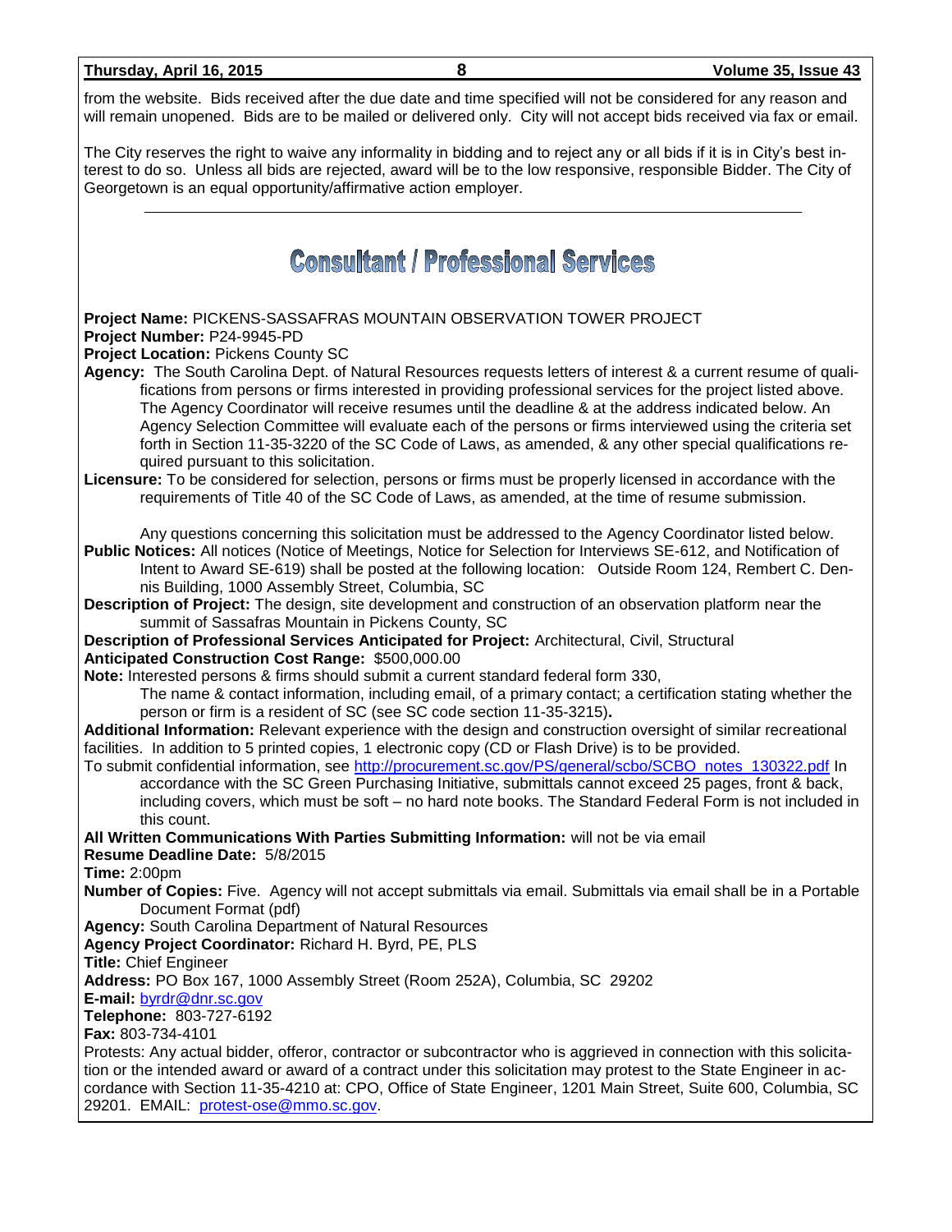from the website. Bids received after the due date and time specified will not be considered for any reason and will remain unopened. Bids are to be mailed or delivered only. City will not accept bids received via fax or email.

The City reserves the right to waive any informality in bidding and to reject any or all bids if it is in City's best interest to do so. Unless all bids are rejected, award will be to the low responsive, responsible Bidder. The City of Georgetown is an equal opportunity/affirmative action employer.

---

# Consultant / Professional Services

**Project Name:** PICKENS-SASSAFRAS MOUNTAIN OBSERVATION TOWER PROJECT
**Project Number:** P24-9945-PD
**Project Location:** Pickens County SC
**Agency:** The South Carolina Dept. of Natural Resources requests letters of interest & a current resume of qualifications from persons or firms interested in providing professional services for the project listed above. The Agency Coordinator will receive resumes until the deadline & at the address indicated below. An Agency Selection Committee will evaluate each of the persons or firms interviewed using the criteria set forth in Section 11-35-3220 of the SC Code of Laws, as amended, & any other special qualifications required pursuant to this solicitation.
**Licensure:** To be considered for selection, persons or firms must be properly licensed in accordance with the requirements of Title 40 of the SC Code of Laws, as amended, at the time of resume submission.

Any questions concerning this solicitation must be addressed to the Agency Coordinator listed below.
**Public Notices:** All notices (Notice of Meetings, Notice for Selection for Interviews SE-612, and Notification of Intent to Award SE-619) shall be posted at the following location: Outside Room 124, Rembert C. Dennis Building, 1000 Assembly Street, Columbia, SC
**Description of Project:** The design, site development and construction of an observation platform near the summit of Sassafras Mountain in Pickens County, SC
**Description of Professional Services Anticipated for Project:** Architectural, Civil, Structural
**Anticipated Construction Cost Range:** $500,000.00
**Note:** Interested persons & firms should submit a current standard federal form 330,
The name & contact information, including email, of a primary contact; a certification stating whether the person or firm is a resident of SC (see SC code section 11-35-3215)**.**
**Additional Information:** Relevant experience with the design and construction oversight of similar recreational facilities. In addition to 5 printed copies, 1 electronic copy (CD or Flash Drive) is to be provided.
To submit confidential information, see http://procurement.sc.gov/PS/general/scbo/SCBO_notes_130322.pdf In accordance with the SC Green Purchasing Initiative, submittals cannot exceed 25 pages, front & back, including covers, which must be soft – no hard note books. The Standard Federal Form is not included in this count.
**All Written Communications With Parties Submitting Information:** will not be via email
**Resume Deadline Date:** 5/8/2015
**Time:** 2:00pm
**Number of Copies:** Five. Agency will not accept submittals via email. Submittals via email shall be in a Portable Document Format (pdf)
**Agency:** South Carolina Department of Natural Resources
**Agency Project Coordinator:** Richard H. Byrd, PE, PLS
**Title:** Chief Engineer
**Address:** PO Box 167, 1000 Assembly Street (Room 252A), Columbia, SC 29202
**E-mail:** byrdr@dnr.sc.gov
**Telephone:** 803-727-6192
**Fax:** 803-734-4101
Protests: Any actual bidder, offeror, contractor or subcontractor who is aggrieved in connection with this solicitation or the intended award or award of a contract under this solicitation may protest to the State Engineer in accordance with Section 11-35-4210 at: CPO, Office of State Engineer, 1201 Main Street, Suite 600, Columbia, SC 29201. EMAIL: protest-ose@mmo.sc.gov.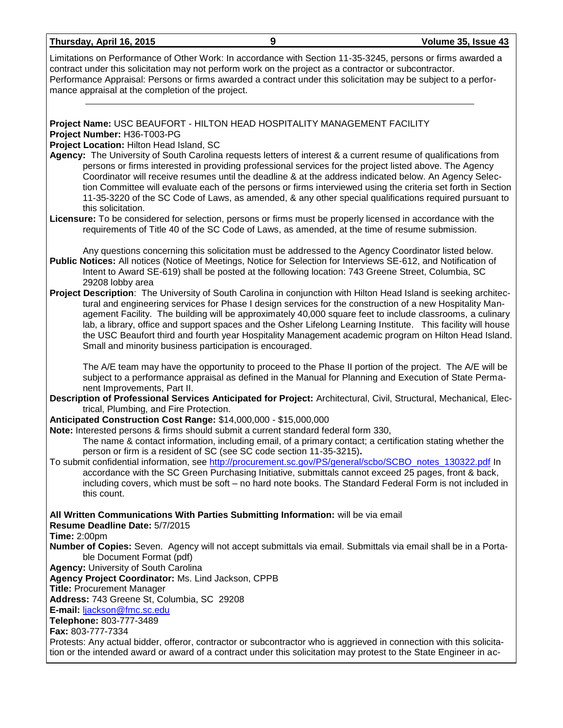Limitations on Performance of Other Work: In accordance with Section 11-35-3245, persons or firms awarded a contract under this solicitation may not perform work on the project as a contractor or subcontractor.
Performance Appraisal: Persons or firms awarded a contract under this solicitation may be subject to a performance appraisal at the completion of the project.

---

**Project Name:** USC BEAUFORT - HILTON HEAD HOSPITALITY MANAGEMENT FACILITY
**Project Number:** H36-T003-PG
**Project Location:** Hilton Head Island, SC
**Agency:** The University of South Carolina requests letters of interest & a current resume of qualifications from persons or firms interested in providing professional services for the project listed above. The Agency Coordinator will receive resumes until the deadline & at the address indicated below. An Agency Selection Committee will evaluate each of the persons or firms interviewed using the criteria set forth in Section 11-35-3220 of the SC Code of Laws, as amended, & any other special qualifications required pursuant to this solicitation.
**Licensure:** To be considered for selection, persons or firms must be properly licensed in accordance with the requirements of Title 40 of the SC Code of Laws, as amended, at the time of resume submission.

Any questions concerning this solicitation must be addressed to the Agency Coordinator listed below.
**Public Notices:** All notices (Notice of Meetings, Notice for Selection for Interviews SE-612, and Notification of Intent to Award SE-619) shall be posted at the following location: 743 Greene Street, Columbia, SC 29208 lobby area
**Project Description**: The University of South Carolina in conjunction with Hilton Head Island is seeking architectural and engineering services for Phase I design services for the construction of a new Hospitality Management Facility. The building will be approximately 40,000 square feet to include classrooms, a culinary lab, a library, office and support spaces and the Osher Lifelong Learning Institute. This facility will house the USC Beaufort third and fourth year Hospitality Management academic program on Hilton Head Island. Small and minority business participation is encouraged.

The A/E team may have the opportunity to proceed to the Phase II portion of the project. The A/E will be subject to a performance appraisal as defined in the Manual for Planning and Execution of State Permanent Improvements, Part II.
**Description of Professional Services Anticipated for Project:** Architectural, Civil, Structural, Mechanical, Electrical, Plumbing, and Fire Protection.
**Anticipated Construction Cost Range:** $14,000,000 - $15,000,000
**Note:** Interested persons & firms should submit a current standard federal form 330,
The name & contact information, including email, of a primary contact; a certification stating whether the person or firm is a resident of SC (see SC code section 11-35-3215)**.**
To submit confidential information, see http://procurement.sc.gov/PS/general/scbo/SCBO_notes_130322.pdf In accordance with the SC Green Purchasing Initiative, submittals cannot exceed 25 pages, front & back, including covers, which must be soft – no hard note books. The Standard Federal Form is not included in this count.

**All Written Communications With Parties Submitting Information:** will be via email
**Resume Deadline Date:** 5/7/2015
**Time:** 2:00pm
**Number of Copies:** Seven. Agency will not accept submittals via email. Submittals via email shall be in a Portable Document Format (pdf)
**Agency:** University of South Carolina
**Agency Project Coordinator:** Ms. Lind Jackson, CPPB
**Title:** Procurement Manager
**Address:** 743 Greene St, Columbia, SC 29208
**E-mail:** ljackson@fmc.sc.edu
**Telephone:** 803-777-3489
**Fax:** 803-777-7334
Protests: Any actual bidder, offeror, contractor or subcontractor who is aggrieved in connection with this solicitation or the intended award or award of a contract under this solicitation may protest to the State Engineer in ac-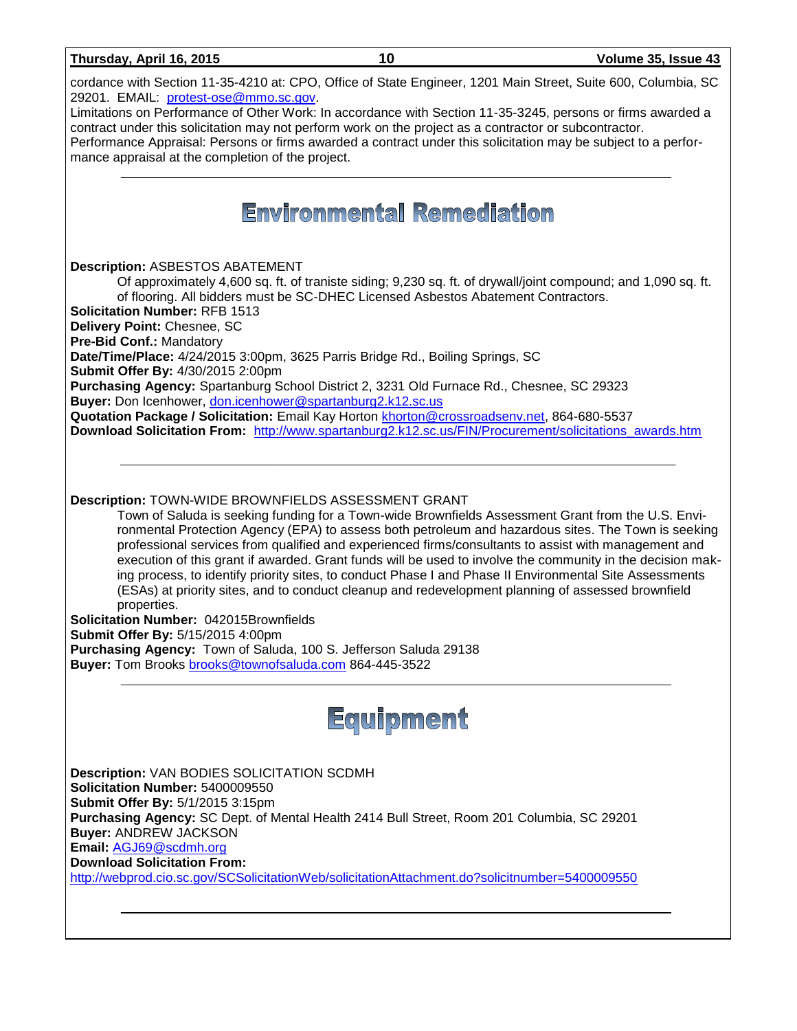cordance with Section 11-35-4210 at: CPO, Office of State Engineer, 1201 Main Street, Suite 600, Columbia, SC 29201. EMAIL: protest-ose@mmo.sc.gov.
Limitations on Performance of Other Work: In accordance with Section 11-35-3245, persons or firms awarded a contract under this solicitation may not perform work on the project as a contractor or subcontractor.
Performance Appraisal: Persons or firms awarded a contract under this solicitation may be subject to a performance appraisal at the completion of the project.

---

# Environmental Remediation

**Description:** ASBESTOS ABATEMENT

Of approximately 4,600 sq. ft. of traniste siding; 9,230 sq. ft. of drywall/joint compound; and 1,090 sq. ft. of flooring. All bidders must be SC-DHEC Licensed Asbestos Abatement Contractors.

**Solicitation Number:** RFB 1513
**Delivery Point:** Chesnee, SC
**Pre-Bid Conf.:** Mandatory
**Date/Time/Place:** 4/24/2015 3:00pm, 3625 Parris Bridge Rd., Boiling Springs, SC
**Submit Offer By:** 4/30/2015 2:00pm
**Purchasing Agency:** Spartanburg School District 2, 3231 Old Furnace Rd., Chesnee, SC 29323
**Buyer:** Don Icenhower, don.icenhower@spartanburg2.k12.sc.us
**Quotation Package / Solicitation:** Email Kay Horton khorton@crossroadsenv.net, 864-680-5537
**Download Solicitation From:** http://www.spartanburg2.k12.sc.us/FIN/Procurement/solicitations_awards.htm

---

**Description:** TOWN-WIDE BROWNFIELDS ASSESSMENT GRANT

Town of Saluda is seeking funding for a Town-wide Brownfields Assessment Grant from the U.S. Environmental Protection Agency (EPA) to assess both petroleum and hazardous sites. The Town is seeking professional services from qualified and experienced firms/consultants to assist with management and execution of this grant if awarded. Grant funds will be used to involve the community in the decision making process, to identify priority sites, to conduct Phase I and Phase II Environmental Site Assessments (ESAs) at priority sites, and to conduct cleanup and redevelopment planning of assessed brownfield properties.

**Solicitation Number:** 042015Brownfields
**Submit Offer By:** 5/15/2015 4:00pm
**Purchasing Agency:** Town of Saluda, 100 S. Jefferson Saluda 29138
**Buyer:** Tom Brooks brooks@townofsaluda.com 864-445-3522

---

# Equipment

**Description:** VAN BODIES SOLICITATION SCDMH
**Solicitation Number:** 5400009550
**Submit Offer By:** 5/1/2015 3:15pm
**Purchasing Agency:** SC Dept. of Mental Health 2414 Bull Street, Room 201 Columbia, SC 29201
**Buyer:** ANDREW JACKSON
**Email:** AGJ69@scdmh.org
**Download Solicitation From:**
http://webprod.cio.sc.gov/SCSolicitationWeb/solicitationAttachment.do?solicitnumber=5400009550

---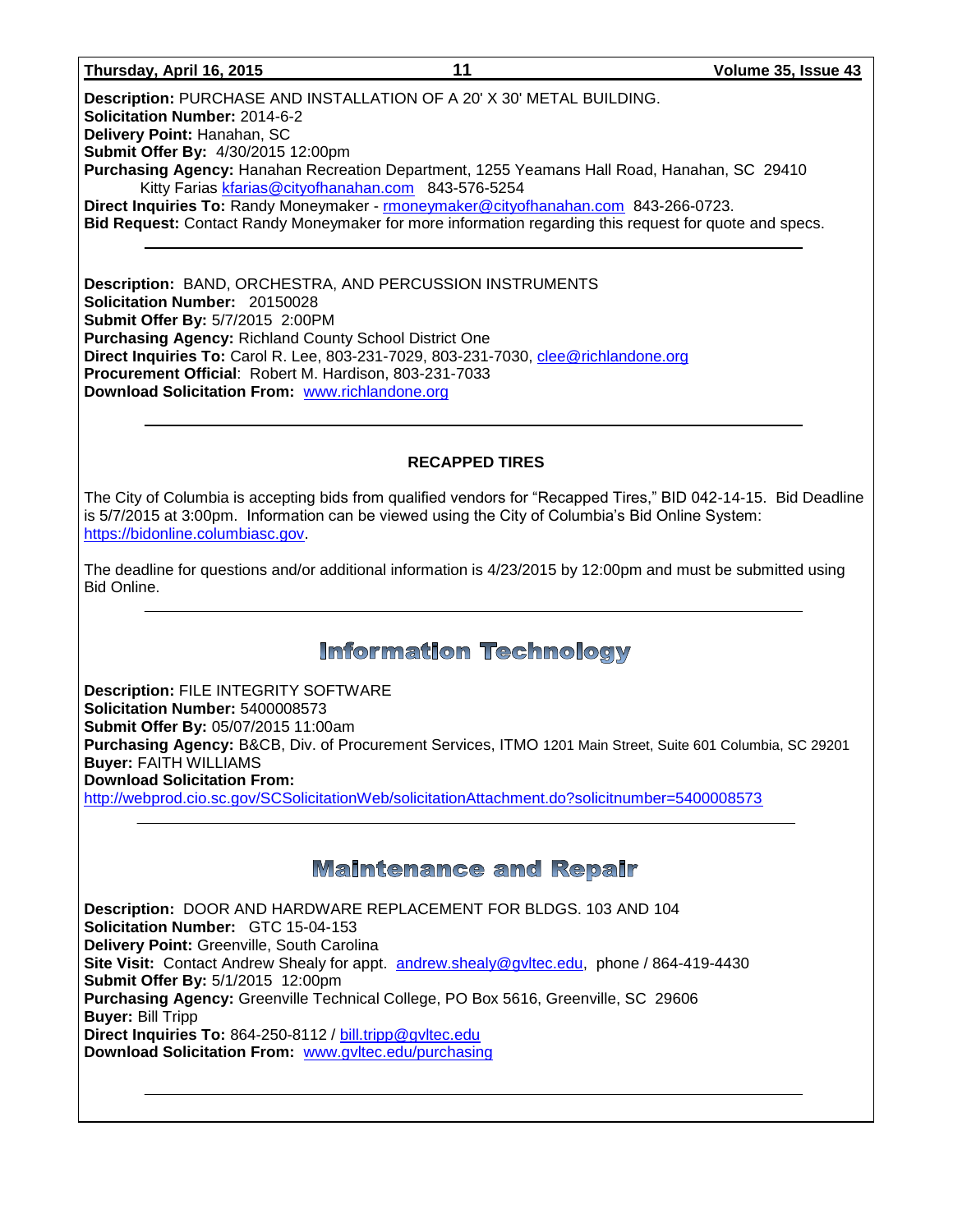**Description:** PURCHASE AND INSTALLATION OF A 20' X 30' METAL BUILDING.
**Solicitation Number:** 2014-6-2
**Delivery Point:** Hanahan, SC
**Submit Offer By:** 4/30/2015 12:00pm
**Purchasing Agency:** Hanahan Recreation Department, 1255 Yeamans Hall Road, Hanahan, SC 29410
Kitty Farias kfarias@cityofhanahan.com 843-576-5254
**Direct Inquiries To:** Randy Moneymaker - rmoneymaker@cityofhanahan.com 843-266-0723.
**Bid Request:** Contact Randy Moneymaker for more information regarding this request for quote and specs.

---

**Description:** BAND, ORCHESTRA, AND PERCUSSION INSTRUMENTS
**Solicitation Number:** 20150028
**Submit Offer By:** 5/7/2015 2:00PM
**Purchasing Agency:** Richland County School District One
**Direct Inquiries To:** Carol R. Lee, 803-231-7029, 803-231-7030, clee@richlandone.org
**Procurement Official**: Robert M. Hardison, 803-231-7033
**Download Solicitation From:** www.richlandone.org

---

**RECAPPED TIRES**

The City of Columbia is accepting bids from qualified vendors for "Recapped Tires," BID 042-14-15. Bid Deadline is 5/7/2015 at 3:00pm. Information can be viewed using the City of Columbia's Bid Online System: https://bidonline.columbiasc.gov.

The deadline for questions and/or additional information is 4/23/2015 by 12:00pm and must be submitted using Bid Online.

---

## Information Technology

**Description:** FILE INTEGRITY SOFTWARE
**Solicitation Number:** 5400008573
**Submit Offer By:** 05/07/2015 11:00am
**Purchasing Agency:** B&CB, Div. of Procurement Services, ITMO 1201 Main Street, Suite 601 Columbia, SC 29201
**Buyer:** FAITH WILLIAMS
**Download Solicitation From:**
http://webprod.cio.sc.gov/SCSolicitationWeb/solicitationAttachment.do?solicitnumber=5400008573

---

## Maintenance and Repair

**Description:** DOOR AND HARDWARE REPLACEMENT FOR BLDGS. 103 AND 104
**Solicitation Number:** GTC 15-04-153
**Delivery Point:** Greenville, South Carolina
**Site Visit:** Contact Andrew Shealy for appt. andrew.shealy@gvltec.edu, phone / 864-419-4430
**Submit Offer By:** 5/1/2015 12:00pm
**Purchasing Agency:** Greenville Technical College, PO Box 5616, Greenville, SC 29606
**Buyer:** Bill Tripp
**Direct Inquiries To:** 864-250-8112 / bill.tripp@gvltec.edu
**Download Solicitation From:** www.gvltec.edu/purchasing

---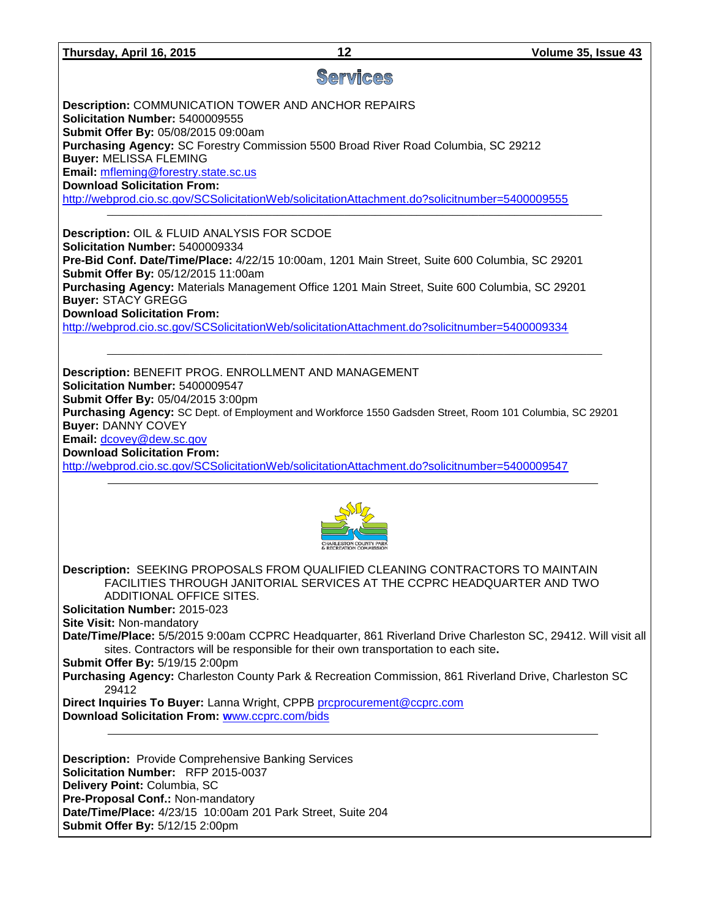# Services

**Description:** COMMUNICATION TOWER AND ANCHOR REPAIRS
**Solicitation Number:** 5400009555
**Submit Offer By:** 05/08/2015 09:00am
**Purchasing Agency:** SC Forestry Commission 5500 Broad River Road Columbia, SC 29212
**Buyer:** MELISSA FLEMING
**Email:** mfleming@forestry.state.sc.us
**Download Solicitation From:**
http://webprod.cio.sc.gov/SCSolicitationWeb/solicitationAttachment.do?solicitnumber=5400009555

---

**Description:** OIL & FLUID ANALYSIS FOR SCDOE
**Solicitation Number:** 5400009334
**Pre-Bid Conf. Date/Time/Place:** 4/22/15 10:00am, 1201 Main Street, Suite 600 Columbia, SC 29201
**Submit Offer By:** 05/12/2015 11:00am
**Purchasing Agency:** Materials Management Office 1201 Main Street, Suite 600 Columbia, SC 29201
**Buyer:** STACY GREGG
**Download Solicitation From:**
http://webprod.cio.sc.gov/SCSolicitationWeb/solicitationAttachment.do?solicitnumber=5400009334

---

**Description:** BENEFIT PROG. ENROLLMENT AND MANAGEMENT
**Solicitation Number:** 5400009547
**Submit Offer By:** 05/04/2015 3:00pm
**Purchasing Agency:** SC Dept. of Employment and Workforce 1550 Gadsden Street, Room 101 Columbia, SC 29201
**Buyer:** DANNY COVEY
**Email:** dcovey@dew.sc.gov
**Download Solicitation From:**
http://webprod.cio.sc.gov/SCSolicitationWeb/solicitationAttachment.do?solicitnumber=5400009547

---

CHARLESTON COUNTY PARK & RECREATION COMMISSION

**Description:** SEEKING PROPOSALS FROM QUALIFIED CLEANING CONTRACTORS TO MAINTAIN FACILITIES THROUGH JANITORIAL SERVICES AT THE CCPRC HEADQUARTER AND TWO ADDITIONAL OFFICE SITES.
**Solicitation Number:** 2015-023
**Site Visit:** Non-mandatory
**Date/Time/Place:** 5/5/2015 9:00am CCPRC Headquarter, 861 Riverland Drive Charleston SC, 29412. Will visit all sites. Contractors will be responsible for their own transportation to each site**.**
**Submit Offer By:** 5/19/15 2:00pm
**Purchasing Agency:** Charleston County Park & Recreation Commission, 861 Riverland Drive, Charleston SC 29412
**Direct Inquiries To Buyer:** Lanna Wright, CPPB prcprocurement@ccprc.com
**Download Solicitation From:** www.ccprc.com/bids

---

**Description:** Provide Comprehensive Banking Services
**Solicitation Number:** RFP 2015-0037
**Delivery Point:** Columbia, SC
**Pre-Proposal Conf.:** Non-mandatory
**Date/Time/Place:** 4/23/15 10:00am 201 Park Street, Suite 204
**Submit Offer By:** 5/12/15 2:00pm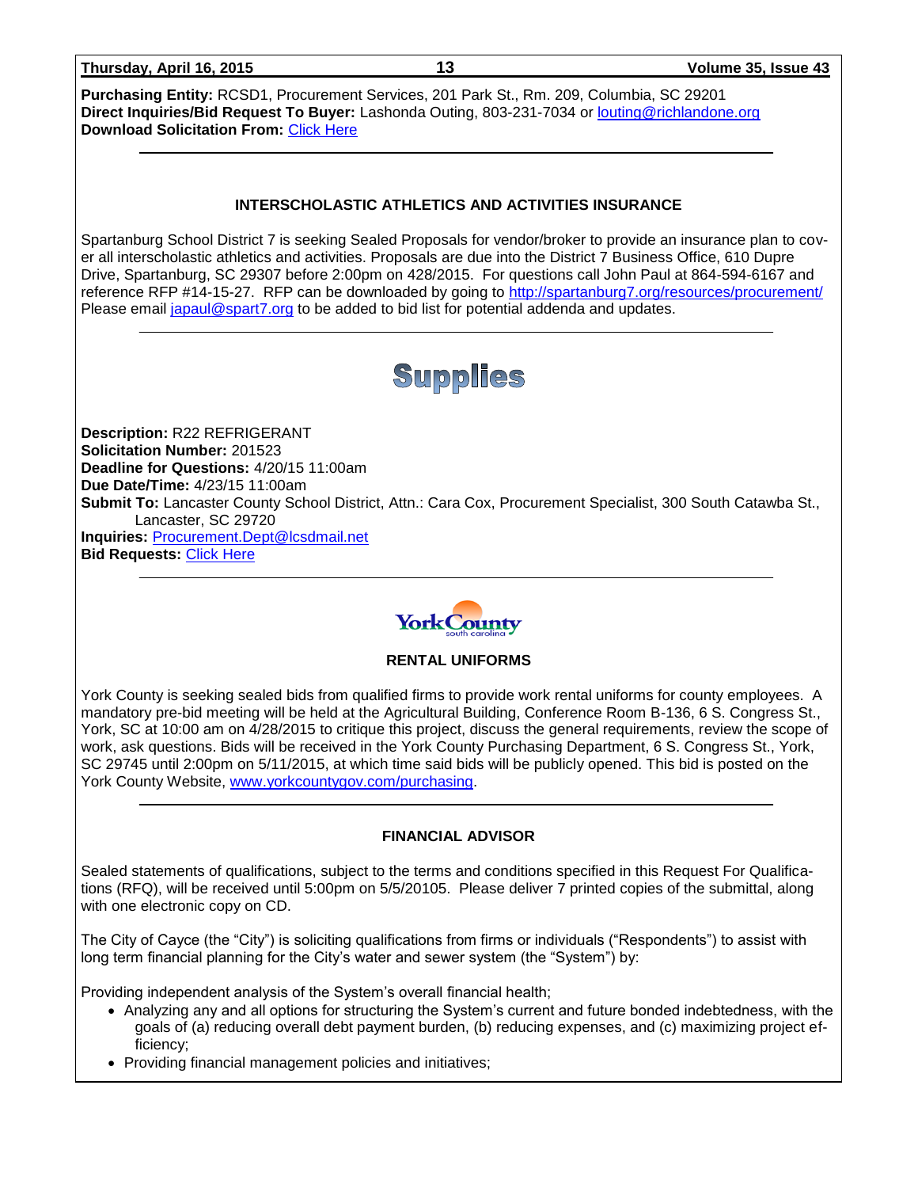**Purchasing Entity:** RCSD1, Procurement Services, 201 Park St., Rm. 209, Columbia, SC 29201
**Direct Inquiries/Bid Request To Buyer:** Lashonda Outing, 803-231-7034 or louting@richlandone.org
**Download Solicitation From:** Click Here

---

### INTERSCHOLASTIC ATHLETICS AND ACTIVITIES INSURANCE

Spartanburg School District 7 is seeking Sealed Proposals for vendor/broker to provide an insurance plan to cover all interscholastic athletics and activities. Proposals are due into the District 7 Business Office, 610 Dupre Drive, Spartanburg, SC 29307 before 2:00pm on 428/2015. For questions call John Paul at 864-594-6167 and reference RFP #14-15-27. RFP can be downloaded by going to http://spartanburg7.org/resources/procurement/ Please email japaul@spart7.org to be added to bid list for potential addenda and updates.

---

## Supplies

**Description:** R22 REFRIGERANT
**Solicitation Number:** 201523
**Deadline for Questions:** 4/20/15 11:00am
**Due Date/Time:** 4/23/15 11:00am
**Submit To:** Lancaster County School District, Attn.: Cara Cox, Procurement Specialist, 300 South Catawba St., Lancaster, SC 29720
**Inquiries:** Procurement.Dept@lcsdmail.net
**Bid Requests:** Click Here

---

York County south carolina

### RENTAL UNIFORMS

York County is seeking sealed bids from qualified firms to provide work rental uniforms for county employees. A mandatory pre-bid meeting will be held at the Agricultural Building, Conference Room B-136, 6 S. Congress St., York, SC at 10:00 am on 4/28/2015 to critique this project, discuss the general requirements, review the scope of work, ask questions. Bids will be received in the York County Purchasing Department, 6 S. Congress St., York, SC 29745 until 2:00pm on 5/11/2015, at which time said bids will be publicly opened. This bid is posted on the York County Website, www.yorkcountygov.com/purchasing.

---

### FINANCIAL ADVISOR

Sealed statements of qualifications, subject to the terms and conditions specified in this Request For Qualifications (RFQ), will be received until 5:00pm on 5/5/20105. Please deliver 7 printed copies of the submittal, along with one electronic copy on CD.

The City of Cayce (the "City") is soliciting qualifications from firms or individuals ("Respondents") to assist with long term financial planning for the City's water and sewer system (the "System") by:

Providing independent analysis of the System's overall financial health;

- Analyzing any and all options for structuring the System's current and future bonded indebtedness, with the goals of (a) reducing overall debt payment burden, (b) reducing expenses, and (c) maximizing project efficiency;
- Providing financial management policies and initiatives;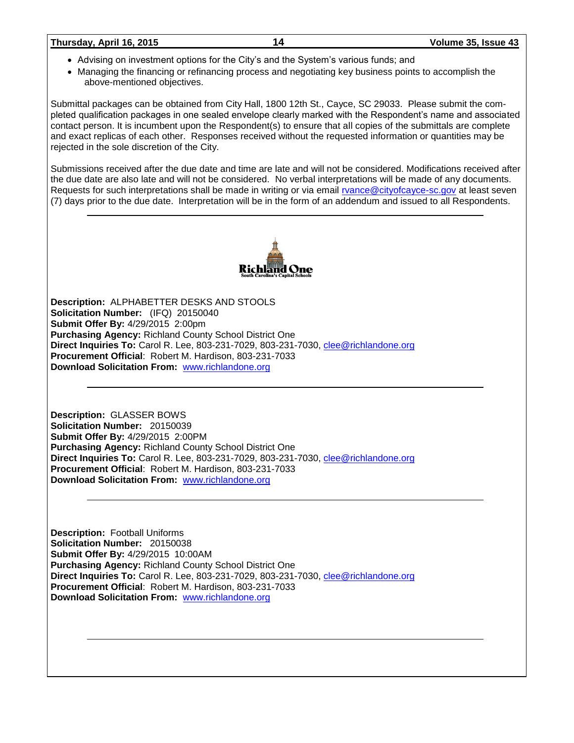- Advising on investment options for the City's and the System's various funds; and
- Managing the financing or refinancing process and negotiating key business points to accomplish the above-mentioned objectives.

Submittal packages can be obtained from City Hall, 1800 12th St., Cayce, SC 29033. Please submit the completed qualification packages in one sealed envelope clearly marked with the Respondent's name and associated contact person. It is incumbent upon the Respondent(s) to ensure that all copies of the submittals are complete and exact replicas of each other. Responses received without the requested information or quantities may be rejected in the sole discretion of the City.

Submissions received after the due date and time are late and will not be considered. Modifications received after the due date are also late and will not be considered. No verbal interpretations will be made of any documents. Requests for such interpretations shall be made in writing or via email rvance@cityofcayce-sc.gov at least seven (7) days prior to the due date. Interpretation will be in the form of an addendum and issued to all Respondents.

---

Richland One
South Carolina's Capital Schools

**Description:** ALPHABETTER DESKS AND STOOLS
**Solicitation Number:** (IFQ) 20150040
**Submit Offer By:** 4/29/2015 2:00pm
**Purchasing Agency:** Richland County School District One
**Direct Inquiries To:** Carol R. Lee, 803-231-7029, 803-231-7030, clee@richlandone.org
**Procurement Official**: Robert M. Hardison, 803-231-7033
**Download Solicitation From:** www.richlandone.org

---

**Description:** GLASSER BOWS
**Solicitation Number:** 20150039
**Submit Offer By:** 4/29/2015 2:00PM
**Purchasing Agency:** Richland County School District One
**Direct Inquiries To:** Carol R. Lee, 803-231-7029, 803-231-7030, clee@richlandone.org
**Procurement Official**: Robert M. Hardison, 803-231-7033
**Download Solicitation From:** www.richlandone.org

---

**Description:** Football Uniforms
**Solicitation Number:** 20150038
**Submit Offer By:** 4/29/2015 10:00AM
**Purchasing Agency:** Richland County School District One
**Direct Inquiries To:** Carol R. Lee, 803-231-7029, 803-231-7030, clee@richlandone.org
**Procurement Official**: Robert M. Hardison, 803-231-7033
**Download Solicitation From:** www.richlandone.org

---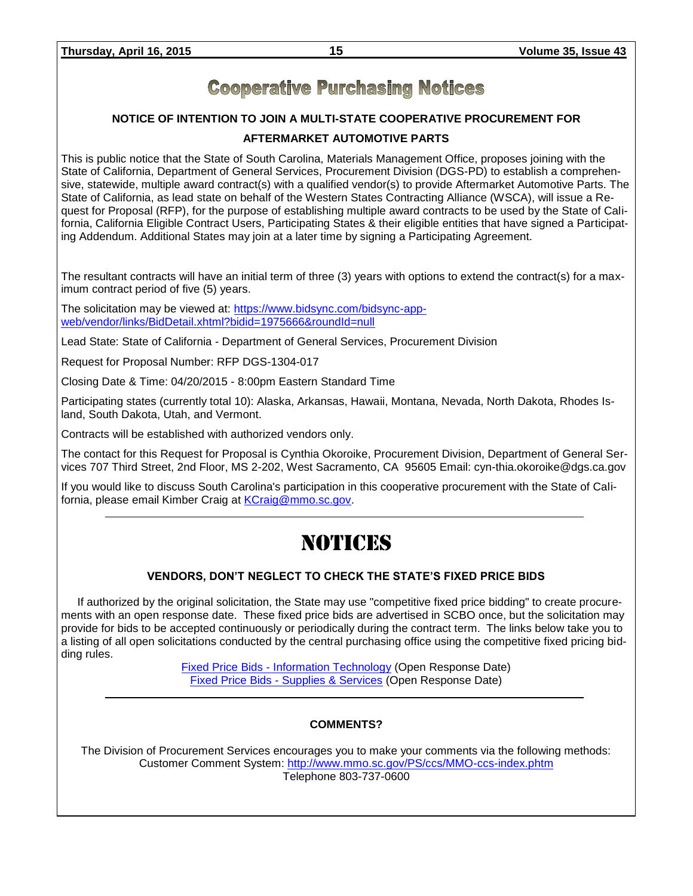# Cooperative Purchasing Notices

### NOTICE OF INTENTION TO JOIN A MULTI-STATE COOPERATIVE PROCUREMENT FOR AFTERMARKET AUTOMOTIVE PARTS

This is public notice that the State of South Carolina, Materials Management Office, proposes joining with the State of California, Department of General Services, Procurement Division (DGS-PD) to establish a comprehensive, statewide, multiple award contract(s) with a qualified vendor(s) to provide Aftermarket Automotive Parts. The State of California, as lead state on behalf of the Western States Contracting Alliance (WSCA), will issue a Request for Proposal (RFP), for the purpose of establishing multiple award contracts to be used by the State of California, California Eligible Contract Users, Participating States & their eligible entities that have signed a Participating Addendum. Additional States may join at a later time by signing a Participating Agreement.

The resultant contracts will have an initial term of three (3) years with options to extend the contract(s) for a maximum contract period of five (5) years.

The solicitation may be viewed at: https://www.bidsync.com/bidsync-app-web/vendor/links/BidDetail.xhtml?bidid=1975666&roundId=null

Lead State: State of California - Department of General Services, Procurement Division

Request for Proposal Number: RFP DGS-1304-017

Closing Date & Time: 04/20/2015 - 8:00pm Eastern Standard Time

Participating states (currently total 10): Alaska, Arkansas, Hawaii, Montana, Nevada, North Dakota, Rhodes Island, South Dakota, Utah, and Vermont.

Contracts will be established with authorized vendors only.

The contact for this Request for Proposal is Cynthia Okoroike, Procurement Division, Department of General Services 707 Third Street, 2nd Floor, MS 2-202, West Sacramento, CA 95605 Email: cynthia.okoroike@dgs.ca.gov

If you would like to discuss South Carolina's participation in this cooperative procurement with the State of California, please email Kimber Craig at KCraig@mmo.sc.gov.

---

# NOTICES

### VENDORS, DON'T NEGLECT TO CHECK THE STATE'S FIXED PRICE BIDS

If authorized by the original solicitation, the State may use "competitive fixed price bidding" to create procurements with an open response date. These fixed price bids are advertised in SCBO once, but the solicitation may provide for bids to be accepted continuously or periodically during the contract term. The links below take you to a listing of all open solicitations conducted by the central purchasing office using the competitive fixed pricing bidding rules.

Fixed Price Bids - Information Technology (Open Response Date)
Fixed Price Bids - Supplies & Services (Open Response Date)

---

### COMMENTS?

The Division of Procurement Services encourages you to make your comments via the following methods:
Customer Comment System: http://www.mmo.sc.gov/PS/ccs/MMO-ccs-index.phtm
Telephone 803-737-0600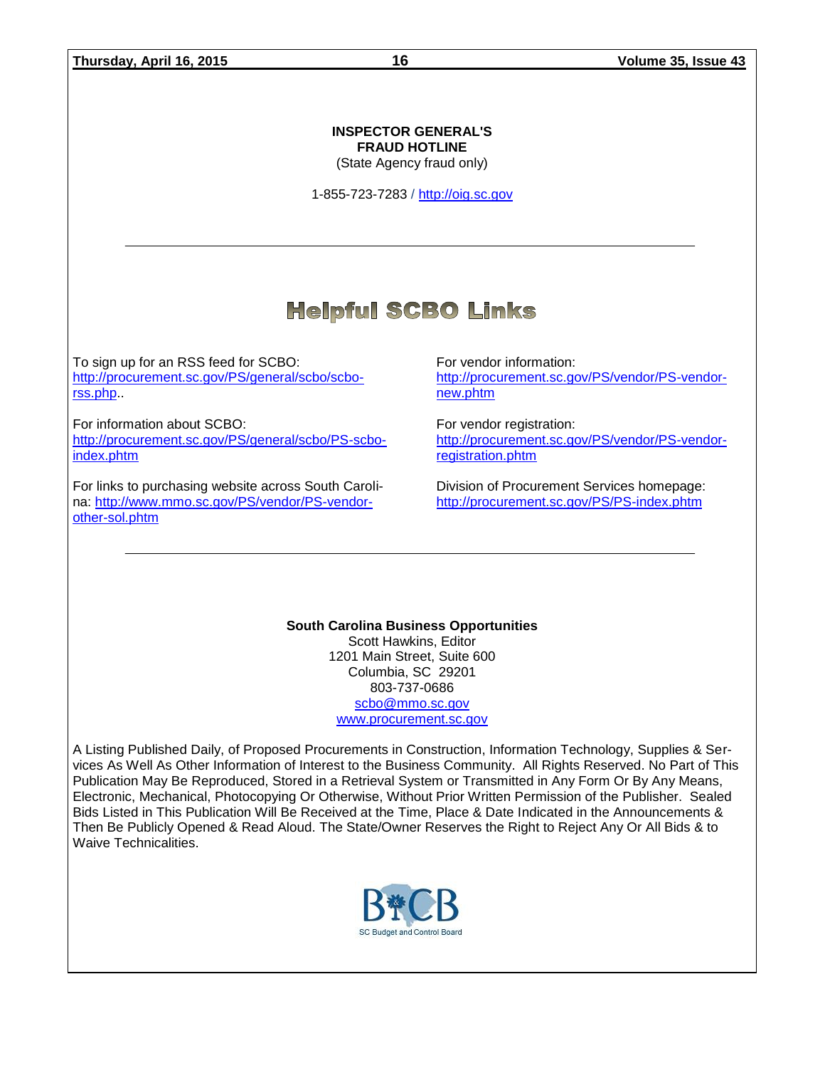**INSPECTOR GENERAL'S**
**FRAUD HOTLINE**
(State Agency fraud only)

1-855-723-7283 / http://oig.sc.gov

---

## Helpful SCBO Links

To sign up for an RSS feed for SCBO:
http://procurement.sc.gov/PS/general/scbo/scbo-rss.php..

For information about SCBO:
http://procurement.sc.gov/PS/general/scbo/PS-scbo-index.phtm

For links to purchasing website across South Carolina: http://www.mmo.sc.gov/PS/vendor/PS-vendor-other-sol.phtm

For vendor information:
http://procurement.sc.gov/PS/vendor/PS-vendor-new.phtm

For vendor registration:
http://procurement.sc.gov/PS/vendor/PS-vendor-registration.phtm

Division of Procurement Services homepage:
http://procurement.sc.gov/PS/PS-index.phtm

---

**South Carolina Business Opportunities**
Scott Hawkins, Editor
1201 Main Street, Suite 600
Columbia, SC 29201
803-737-0686
scbo@mmo.sc.gov
www.procurement.sc.gov

A Listing Published Daily, of Proposed Procurements in Construction, Information Technology, Supplies & Services As Well As Other Information of Interest to the Business Community. All Rights Reserved. No Part of This Publication May Be Reproduced, Stored in a Retrieval System or Transmitted in Any Form Or By Any Means, Electronic, Mechanical, Photocopying Or Otherwise, Without Prior Written Permission of the Publisher. Sealed Bids Listed in This Publication Will Be Received at the Time, Place & Date Indicated in the Announcements & Then Be Publicly Opened & Read Aloud. The State/Owner Reserves the Right to Reject Any Or All Bids & to Waive Technicalities.

SC Budget and Control Board